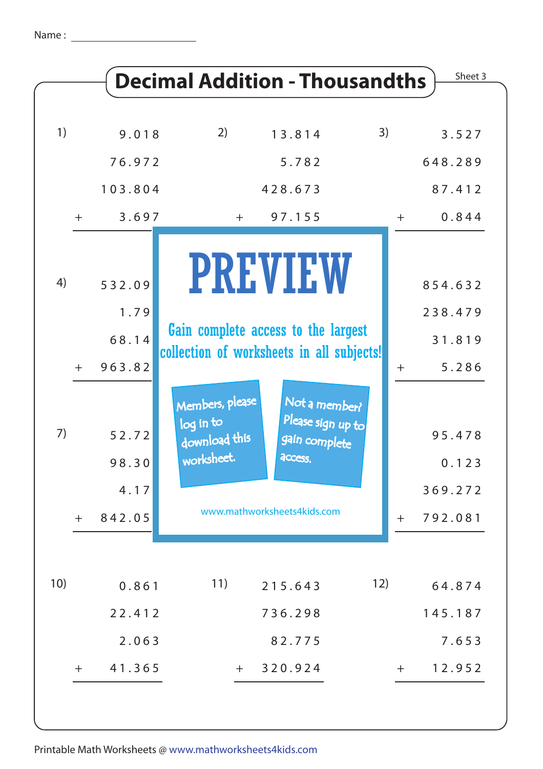Name : ____________________

# Decimal Addition - Thousandths

Sheet 3

1)
```
     9.018
    76.972
   103.804
+    3.697
```

2)
```
    13.814
     5.782
   428.673
+   97.155
```

3)
```
     3.527
   648.289
    87.412
+    0.844
```

4)
```
   532.09
     1.79
    68.14
+  963.82
```

6)
```
   854.632
   238.479
    31.819
+    5.286
```

7)
```
    52.72
    98.30
     4.17
+  842.05
```

9)
```
    95.478
     0.123
   369.272
+  792.081
```

PREVIEW

Gain complete access to the largest collection of worksheets in all subjects!

Members, please log in to download this worksheet.

Not a member? Please sign up to gain complete access.

www.mathworksheets4kids.com

10)
```
     0.861
    22.412
     2.063
+   41.365
```

11)
```
   215.643
   736.298
    82.775
+  320.924
```

12)
```
    64.874
   145.187
     7.653
+   12.952
```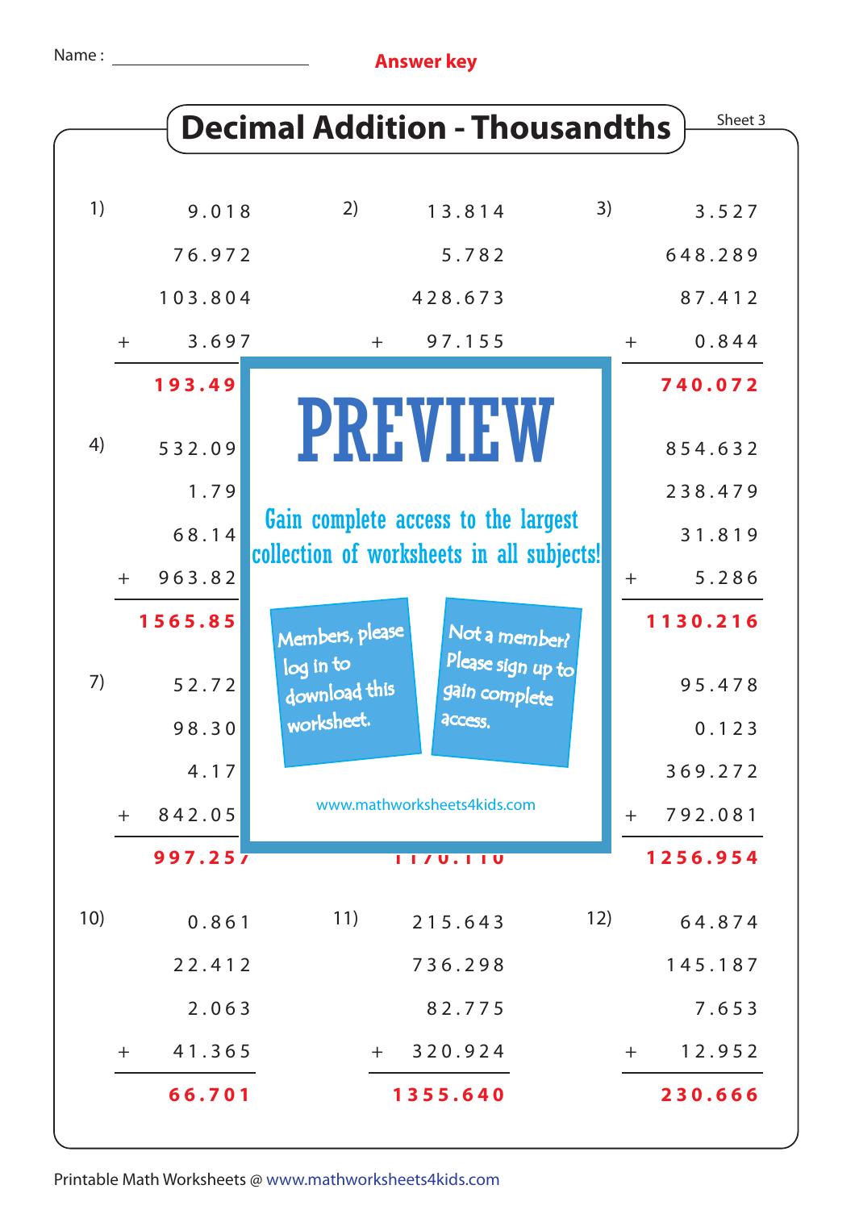Name : ______________________ **Answer key**

# Decimal Addition - Thousandths

Sheet 3

1)

```
     9.018
    76.972
   103.804
+    3.697
----------
   193.49
```

2)

```
    13.814
     5.782
   428.673
+   97.155
```

3)

```
     3.527
   648.289
    87.412
+    0.844
----------
   740.072
```

4)

```
   532.09
     1.79
    68.14
+  963.82
---------
  1565.85
```

6)

```
   854.632
   238.479
    31.819
+    5.286
----------
  1130.216
```

7)

```
    52.72
    98.30
     4.17
+  842.05
---------
   997.257
```

8)

```
  1170.110
```

9)

```
    95.478
     0.123
   369.272
+  792.081
----------
  1256.954
```

10)

```
     0.861
    22.412
     2.063
+   41.365
----------
    66.701
```

11)

```
   215.643
   736.298
    82.775
+  320.924
----------
  1355.640
```

12)

```
    64.874
   145.187
     7.653
+   12.952
----------
   230.666
```

PREVIEW

Gain complete access to the largest collection of worksheets in all subjects!

Members, please log in to download this worksheet.

Not a member? Please sign up to gain complete access.

www.mathworksheets4kids.com

Printable Math Worksheets @ www.mathworksheets4kids.com